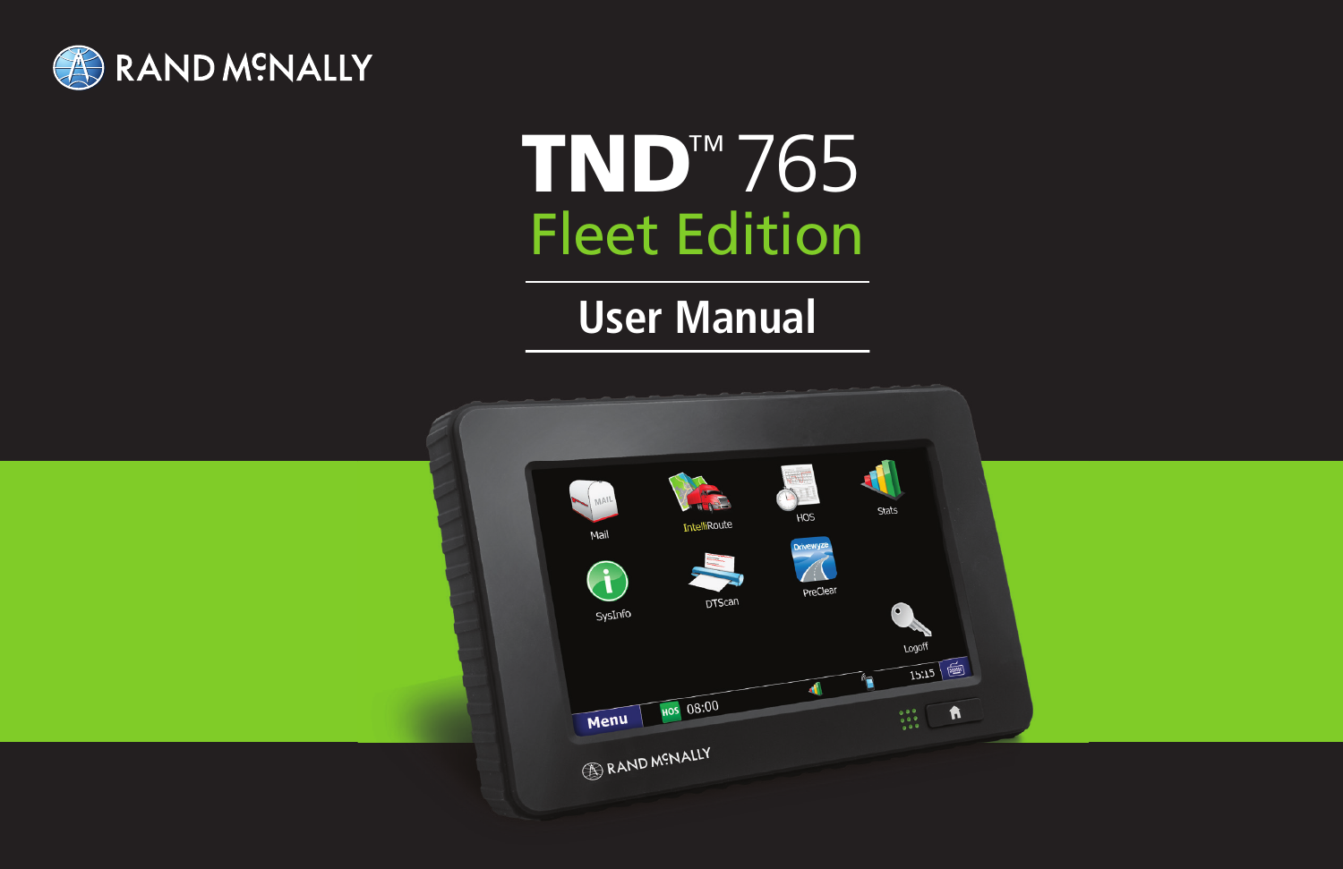RAND McNALLY

# TND™ 765

## Fleet Edition

## User Manual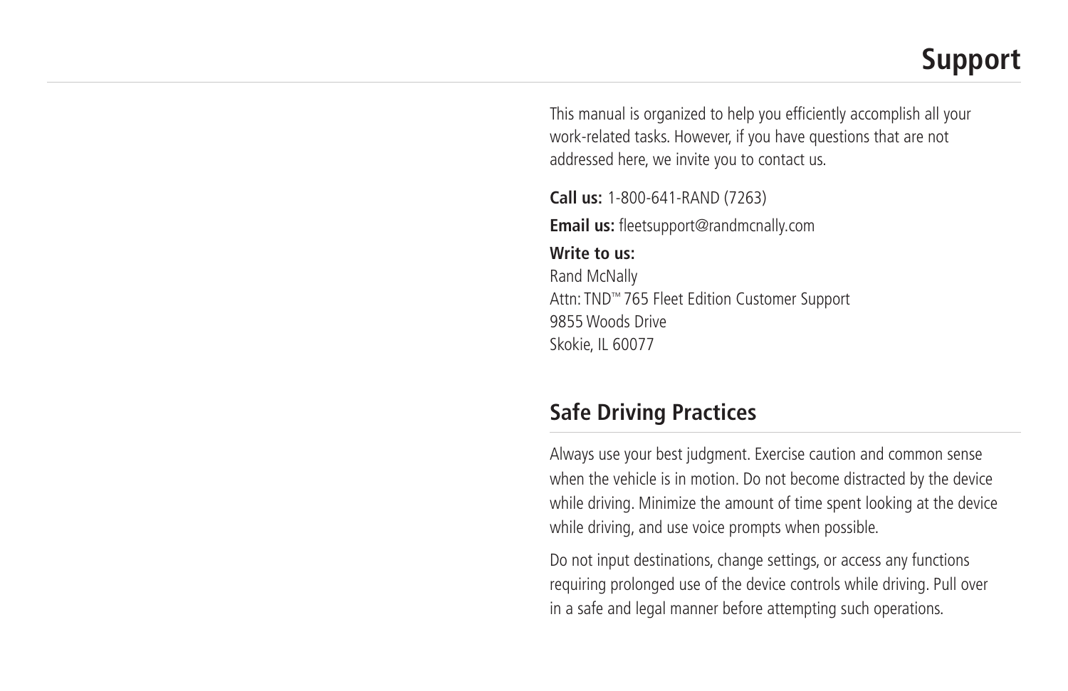# Support

This manual is organized to help you efficiently accomplish all your work-related tasks. However, if you have questions that are not addressed here, we invite you to contact us.

**Call us:** 1-800-641-RAND (7263)

**Email us:** fleetsupport@randmcnally.com

**Write to us:**
Rand McNally
Attn: TND™ 765 Fleet Edition Customer Support
9855 Woods Drive
Skokie, IL 60077

## Safe Driving Practices

Always use your best judgment. Exercise caution and common sense when the vehicle is in motion. Do not become distracted by the device while driving. Minimize the amount of time spent looking at the device while driving, and use voice prompts when possible.

Do not input destinations, change settings, or access any functions requiring prolonged use of the device controls while driving. Pull over in a safe and legal manner before attempting such operations.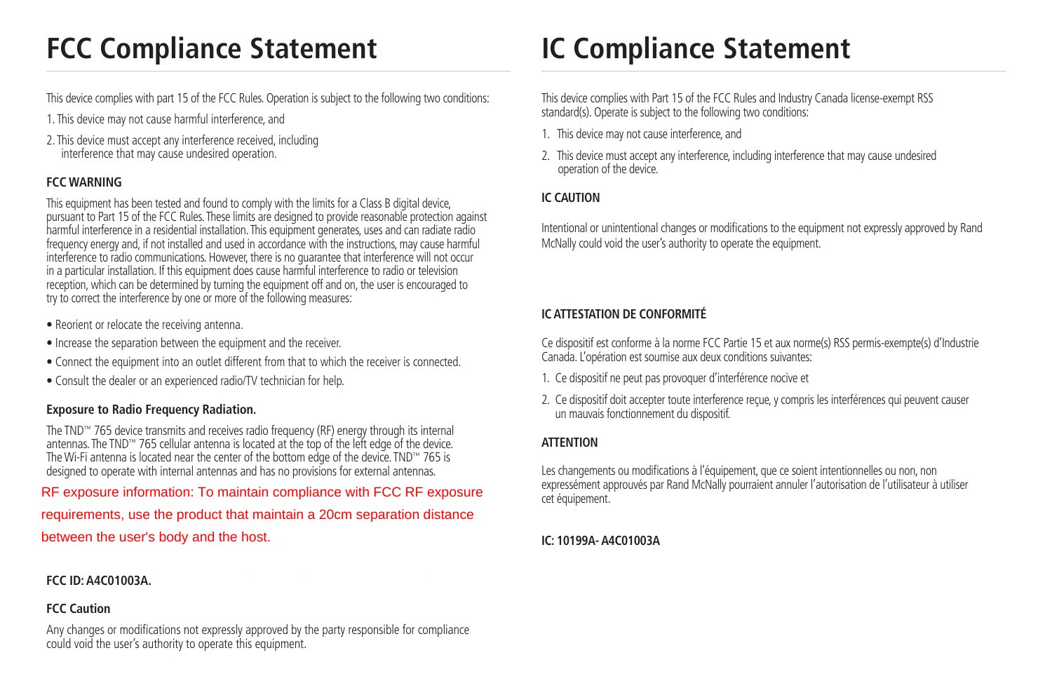# FCC Compliance Statement

This device complies with part 15 of the FCC Rules. Operation is subject to the following two conditions:

1. This device may not cause harmful interference, and
2. This device must accept any interference received, including interference that may cause undesired operation.

**FCC WARNING**

This equipment has been tested and found to comply with the limits for a Class B digital device, pursuant to Part 15 of the FCC Rules. These limits are designed to provide reasonable protection against harmful interference in a residential installation. This equipment generates, uses and can radiate radio frequency energy and, if not installed and used in accordance with the instructions, may cause harmful interference to radio communications. However, there is no guarantee that interference will not occur in a particular installation. If this equipment does cause harmful interference to radio or television reception, which can be determined by turning the equipment off and on, the user is encouraged to try to correct the interference by one or more of the following measures:

- Reorient or relocate the receiving antenna.
- Increase the separation between the equipment and the receiver.
- Connect the equipment into an outlet different from that to which the receiver is connected.
- Consult the dealer or an experienced radio/TV technician for help.

**Exposure to Radio Frequency Radiation.**

The TND™ 765 device transmits and receives radio frequency (RF) energy through its internal antennas. The TND™ 765 cellular antenna is located at the top of the left edge of the device. The Wi-Fi antenna is located near the center of the bottom edge of the device. TND™ 765 is designed to operate with internal antennas and has no provisions for external antennas.

RF exposure information: To maintain compliance with FCC RF exposure requirements, use the product that maintain a 20cm separation distance between the user's body and the host.

**FCC ID: A4C01003A.**

**FCC Caution**

Any changes or modifications not expressly approved by the party responsible for compliance could void the user's authority to operate this equipment.

# IC Compliance Statement

This device complies with Part 15 of the FCC Rules and Industry Canada license-exempt RSS standard(s). Operate is subject to the following two conditions:

1. This device may not cause interference, and
2. This device must accept any interference, including interference that may cause undesired operation of the device.

**IC CAUTION**

Intentional or unintentional changes or modifications to the equipment not expressly approved by Rand McNally could void the user's authority to operate the equipment.

**IC ATTESTATION DE CONFORMITÉ**

Ce dispositif est conforme à la norme FCC Partie 15 et aux norme(s) RSS permis-exempte(s) d'Industrie Canada. L'opération est soumise aux deux conditions suivantes:

1. Ce dispositif ne peut pas provoquer d'interférence nocive et
2. Ce dispositif doit accepter toute interference reçue, y compris les interférences qui peuvent causer un mauvais fonctionnement du dispositif.

**ATTENTION**

Les changements ou modifications à l'équipement, que ce soient intentionnelles ou non, non expressément approuvés par Rand McNally pourraient annuler l'autorisation de l'utilisateur à utiliser cet équipement.

**IC: 10199A- A4C01003A**